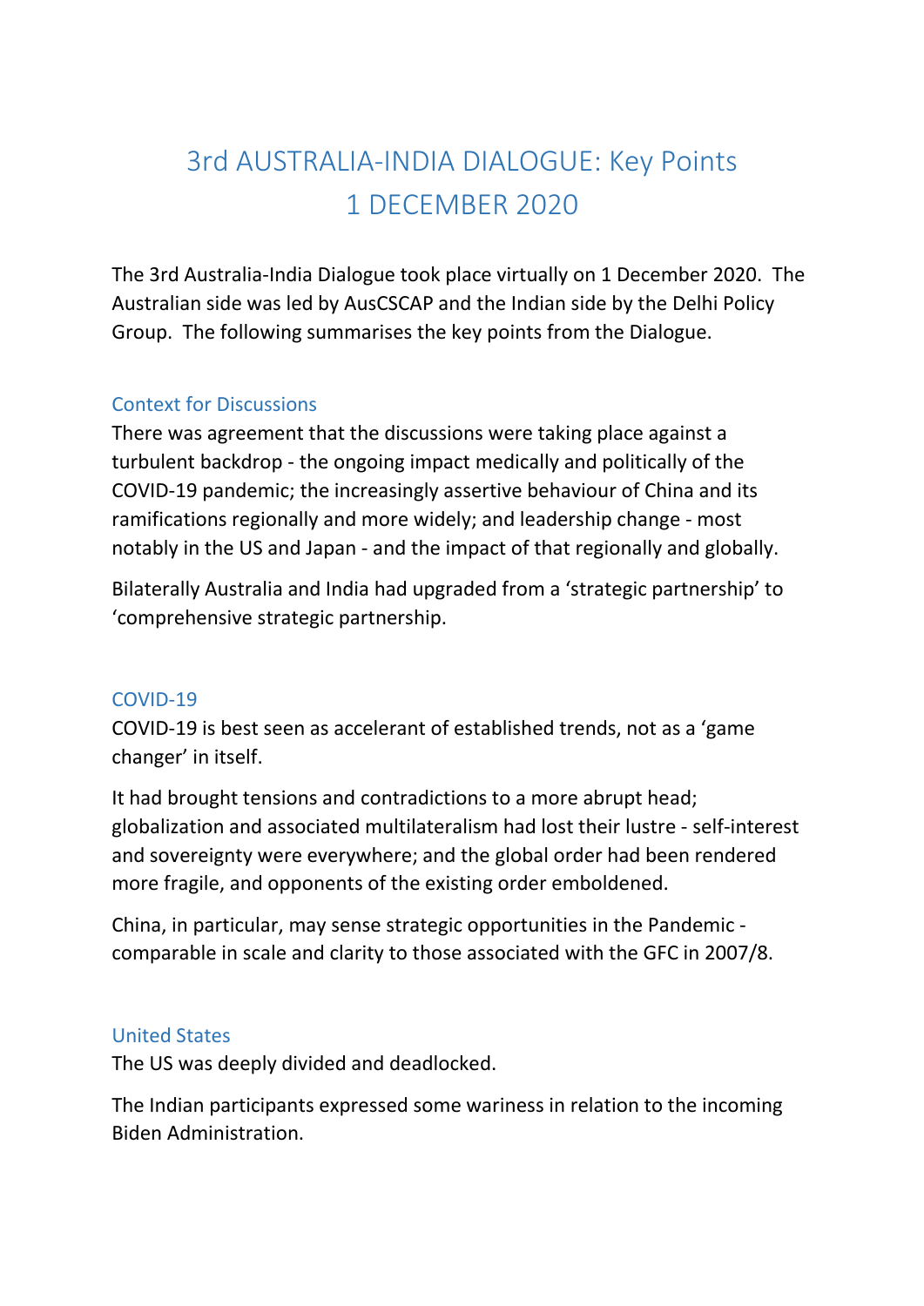# 3rd AUSTRALIA-INDIA DIALOGUE: Key Points
# 1 DECEMBER 2020

The 3rd Australia-India Dialogue took place virtually on 1 December 2020. The Australian side was led by AusCSCAP and the Indian side by the Delhi Policy Group. The following summarises the key points from the Dialogue.

## Context for Discussions

There was agreement that the discussions were taking place against a turbulent backdrop - the ongoing impact medically and politically of the COVID-19 pandemic; the increasingly assertive behaviour of China and its ramifications regionally and more widely; and leadership change - most notably in the US and Japan - and the impact of that regionally and globally.

Bilaterally Australia and India had upgraded from a 'strategic partnership' to 'comprehensive strategic partnership.

## COVID-19

COVID-19 is best seen as accelerant of established trends, not as a 'game changer' in itself.

It had brought tensions and contradictions to a more abrupt head; globalization and associated multilateralism had lost their lustre - self-interest and sovereignty were everywhere; and the global order had been rendered more fragile, and opponents of the existing order emboldened.

China, in particular, may sense strategic opportunities in the Pandemic - comparable in scale and clarity to those associated with the GFC in 2007/8.

## United States

The US was deeply divided and deadlocked.

The Indian participants expressed some wariness in relation to the incoming Biden Administration.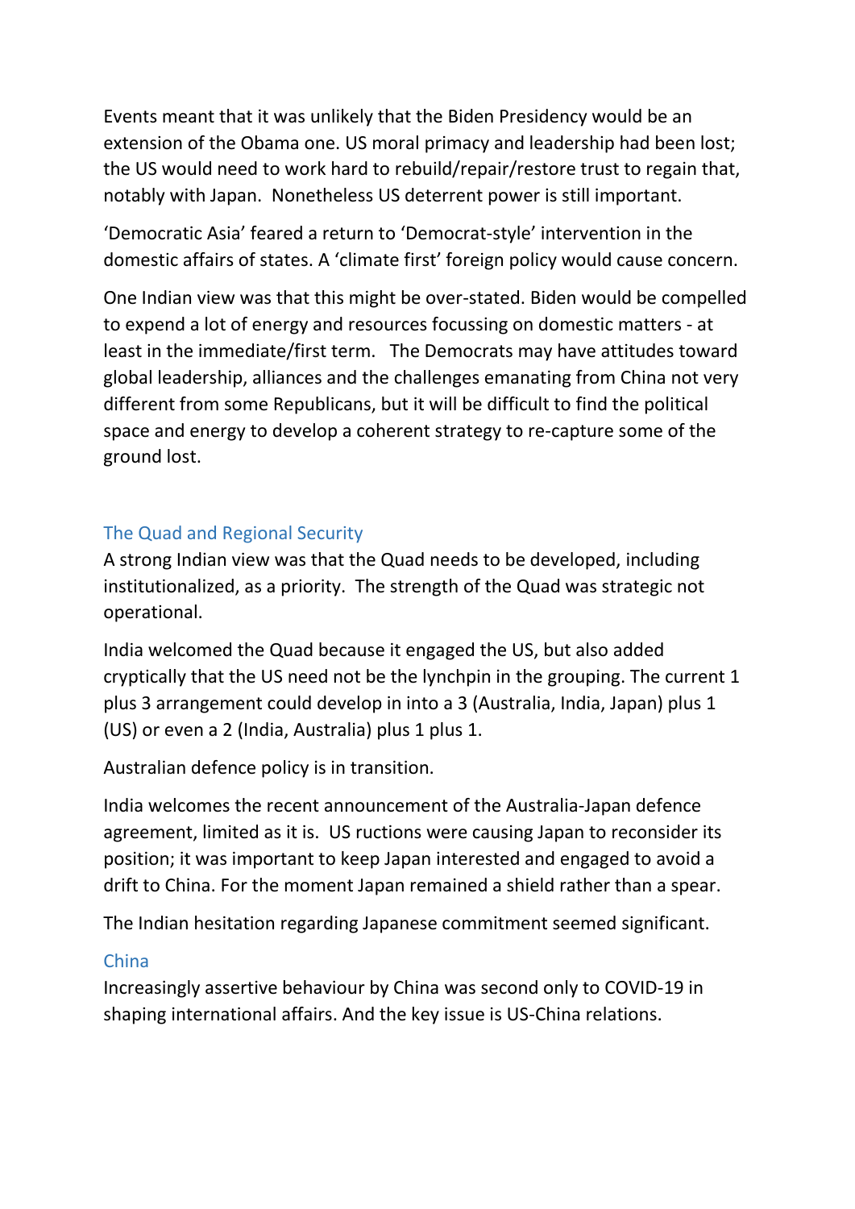Events meant that it was unlikely that the Biden Presidency would be an extension of the Obama one. US moral primacy and leadership had been lost; the US would need to work hard to rebuild/repair/restore trust to regain that, notably with Japan. Nonetheless US deterrent power is still important.

'Democratic Asia' feared a return to 'Democrat-style' intervention in the domestic affairs of states. A 'climate first' foreign policy would cause concern.

One Indian view was that this might be over-stated. Biden would be compelled to expend a lot of energy and resources focussing on domestic matters - at least in the immediate/first term. The Democrats may have attitudes toward global leadership, alliances and the challenges emanating from China not very different from some Republicans, but it will be difficult to find the political space and energy to develop a coherent strategy to re-capture some of the ground lost.

## The Quad and Regional Security

A strong Indian view was that the Quad needs to be developed, including institutionalized, as a priority. The strength of the Quad was strategic not operational.

India welcomed the Quad because it engaged the US, but also added cryptically that the US need not be the lynchpin in the grouping. The current 1 plus 3 arrangement could develop in into a 3 (Australia, India, Japan) plus 1 (US) or even a 2 (India, Australia) plus 1 plus 1.

Australian defence policy is in transition.

India welcomes the recent announcement of the Australia-Japan defence agreement, limited as it is. US ructions were causing Japan to reconsider its position; it was important to keep Japan interested and engaged to avoid a drift to China. For the moment Japan remained a shield rather than a spear.

The Indian hesitation regarding Japanese commitment seemed significant.

## China

Increasingly assertive behaviour by China was second only to COVID-19 in shaping international affairs. And the key issue is US-China relations.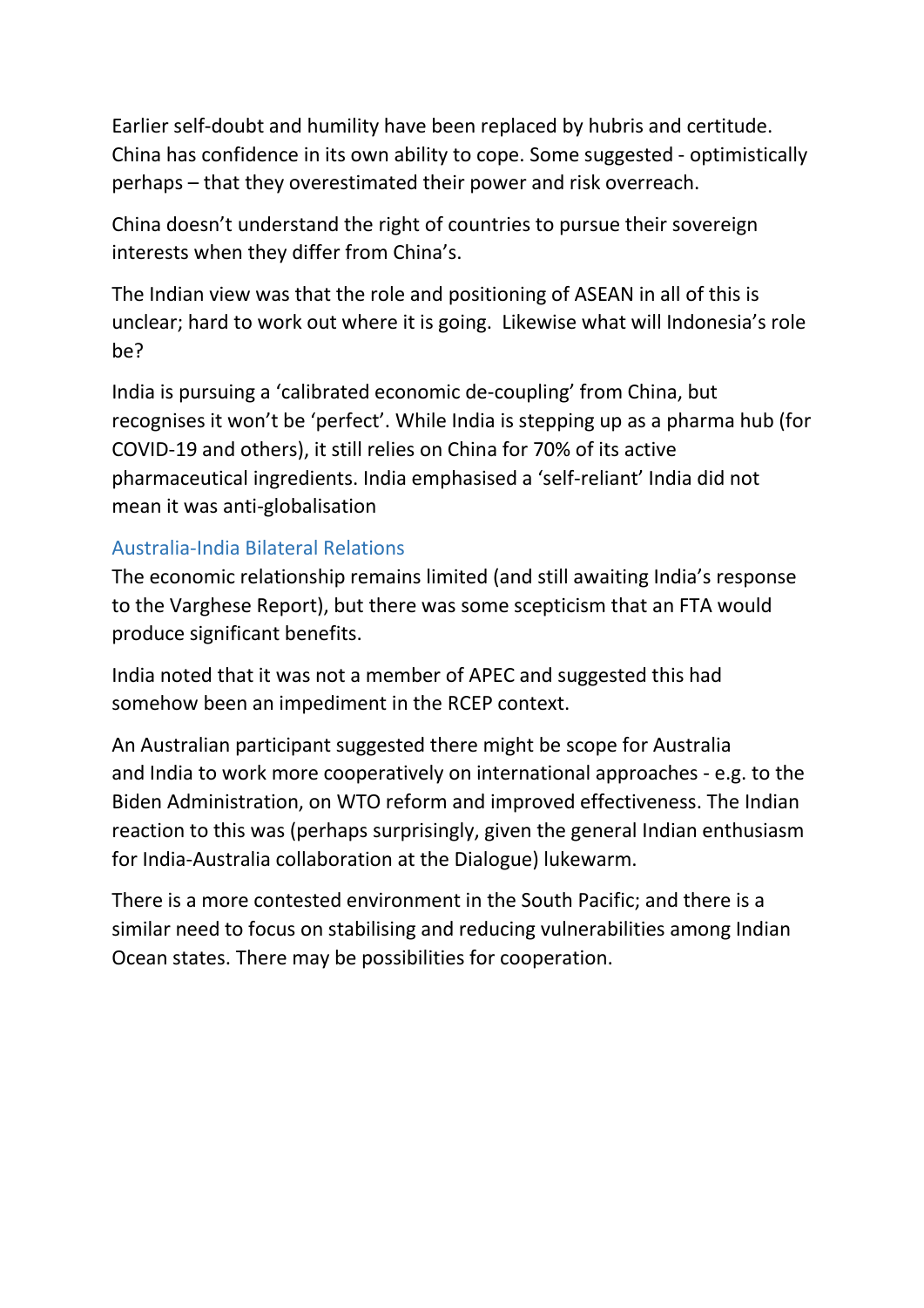Earlier self-doubt and humility have been replaced by hubris and certitude. China has confidence in its own ability to cope. Some suggested - optimistically perhaps – that they overestimated their power and risk overreach.

China doesn't understand the right of countries to pursue their sovereign interests when they differ from China's.

The Indian view was that the role and positioning of ASEAN in all of this is unclear; hard to work out where it is going. Likewise what will Indonesia's role be?

India is pursuing a 'calibrated economic de-coupling' from China, but recognises it won't be 'perfect'. While India is stepping up as a pharma hub (for COVID-19 and others), it still relies on China for 70% of its active pharmaceutical ingredients. India emphasised a 'self-reliant' India did not mean it was anti-globalisation

## Australia-India Bilateral Relations

The economic relationship remains limited (and still awaiting India's response to the Varghese Report), but there was some scepticism that an FTA would produce significant benefits.

India noted that it was not a member of APEC and suggested this had somehow been an impediment in the RCEP context.

An Australian participant suggested there might be scope for Australia and India to work more cooperatively on international approaches - e.g. to the Biden Administration, on WTO reform and improved effectiveness. The Indian reaction to this was (perhaps surprisingly, given the general Indian enthusiasm for India-Australia collaboration at the Dialogue) lukewarm.

There is a more contested environment in the South Pacific; and there is a similar need to focus on stabilising and reducing vulnerabilities among Indian Ocean states. There may be possibilities for cooperation.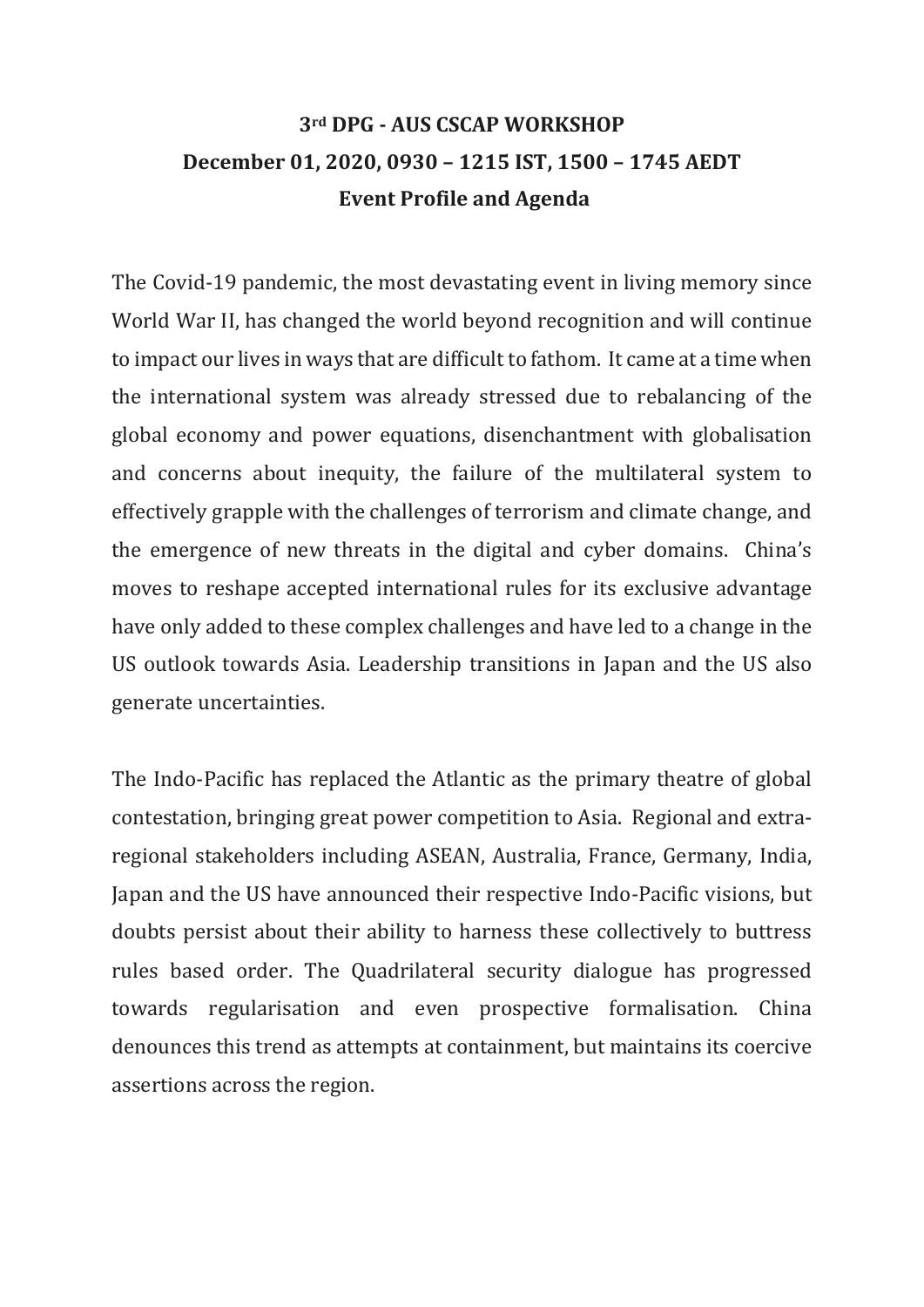# 3rd DPG - AUS CSCAP WORKSHOP

## December 01, 2020, 0930 – 1215 IST, 1500 – 1745 AEDT

## Event Profile and Agenda

The Covid-19 pandemic, the most devastating event in living memory since World War II, has changed the world beyond recognition and will continue to impact our lives in ways that are difficult to fathom. It came at a time when the international system was already stressed due to rebalancing of the global economy and power equations, disenchantment with globalisation and concerns about inequity, the failure of the multilateral system to effectively grapple with the challenges of terrorism and climate change, and the emergence of new threats in the digital and cyber domains. China's moves to reshape accepted international rules for its exclusive advantage have only added to these complex challenges and have led to a change in the US outlook towards Asia. Leadership transitions in Japan and the US also generate uncertainties.

The Indo-Pacific has replaced the Atlantic as the primary theatre of global contestation, bringing great power competition to Asia. Regional and extra-regional stakeholders including ASEAN, Australia, France, Germany, India, Japan and the US have announced their respective Indo-Pacific visions, but doubts persist about their ability to harness these collectively to buttress rules based order. The Quadrilateral security dialogue has progressed towards regularisation and even prospective formalisation. China denounces this trend as attempts at containment, but maintains its coercive assertions across the region.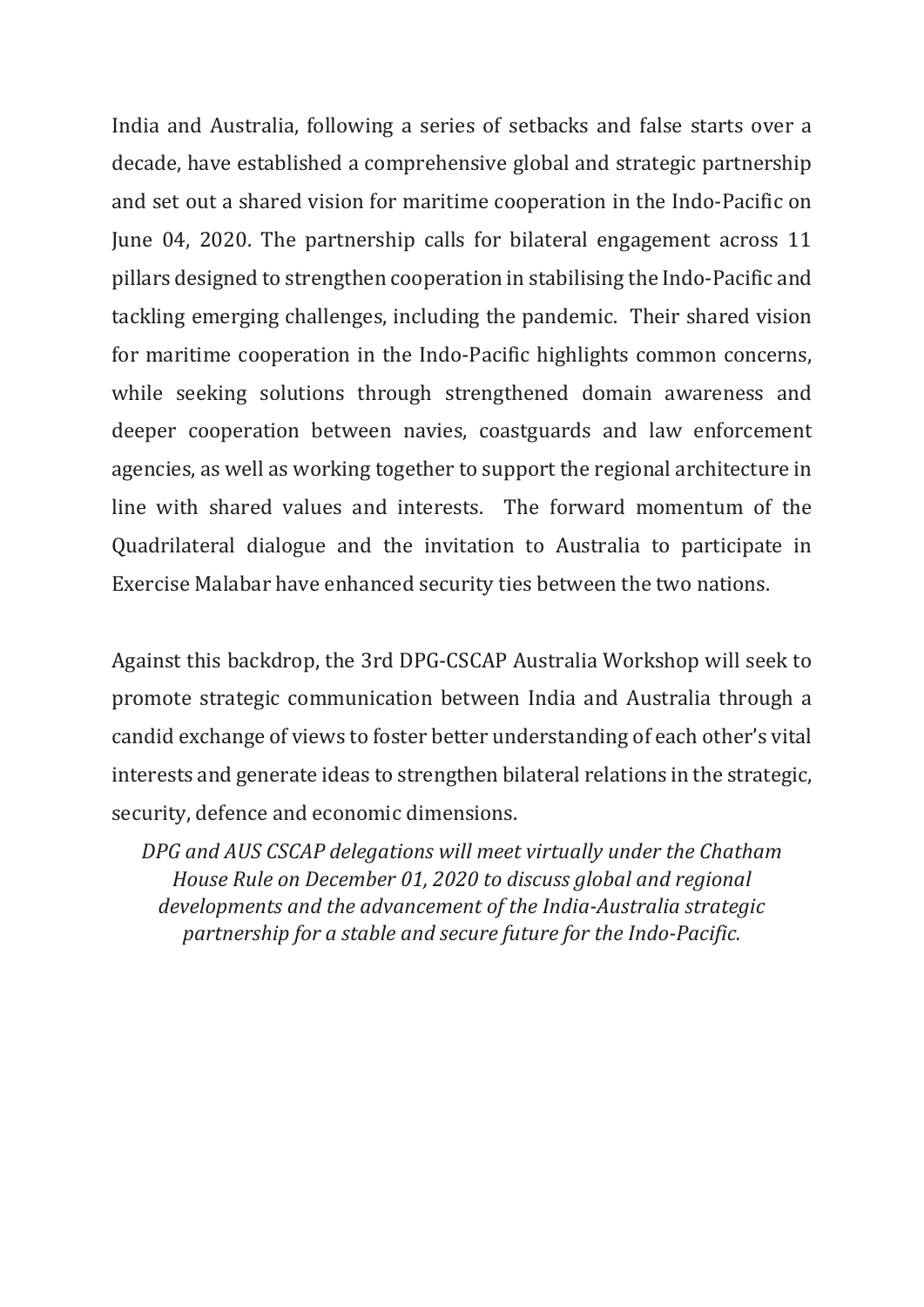India and Australia, following a series of setbacks and false starts over a decade, have established a comprehensive global and strategic partnership and set out a shared vision for maritime cooperation in the Indo-Pacific on June 04, 2020. The partnership calls for bilateral engagement across 11 pillars designed to strengthen cooperation in stabilising the Indo-Pacific and tackling emerging challenges, including the pandemic. Their shared vision for maritime cooperation in the Indo-Pacific highlights common concerns, while seeking solutions through strengthened domain awareness and deeper cooperation between navies, coastguards and law enforcement agencies, as well as working together to support the regional architecture in line with shared values and interests. The forward momentum of the Quadrilateral dialogue and the invitation to Australia to participate in Exercise Malabar have enhanced security ties between the two nations.

Against this backdrop, the 3rd DPG-CSCAP Australia Workshop will seek to promote strategic communication between India and Australia through a candid exchange of views to foster better understanding of each other's vital interests and generate ideas to strengthen bilateral relations in the strategic, security, defence and economic dimensions.

*DPG and AUS CSCAP delegations will meet virtually under the Chatham House Rule on December 01, 2020 to discuss global and regional developments and the advancement of the India-Australia strategic partnership for a stable and secure future for the Indo-Pacific.*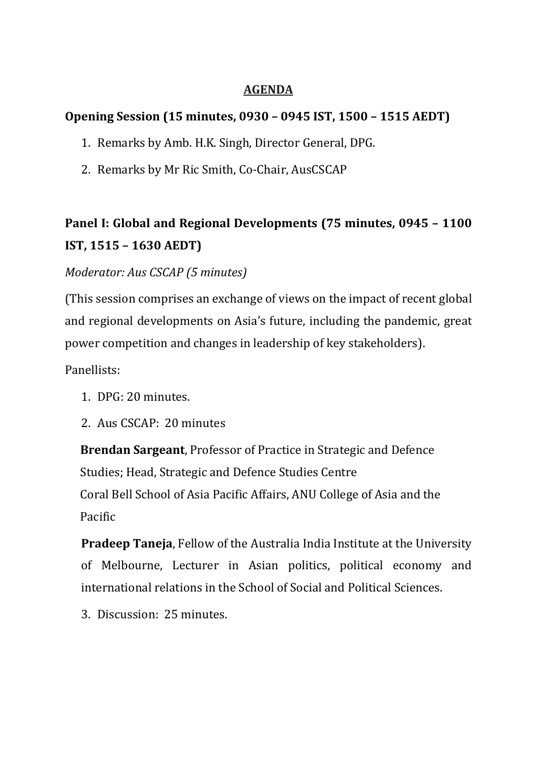## AGENDA

### Opening Session (15 minutes, 0930 – 0945 IST, 1500 – 1515 AEDT)

1. Remarks by Amb. H.K. Singh, Director General, DPG.
2. Remarks by Mr Ric Smith, Co-Chair, AusCSCAP

### Panel I: Global and Regional Developments (75 minutes, 0945 – 1100 IST, 1515 – 1630 AEDT)

*Moderator: Aus CSCAP (5 minutes)*

(This session comprises an exchange of views on the impact of recent global and regional developments on Asia's future, including the pandemic, great power competition and changes in leadership of key stakeholders).

Panellists:

1. DPG: 20 minutes.
2. Aus CSCAP: 20 minutes

   **Brendan Sargeant**, Professor of Practice in Strategic and Defence Studies; Head, Strategic and Defence Studies Centre
   Coral Bell School of Asia Pacific Affairs, ANU College of Asia and the Pacific

   **Pradeep Taneja**, Fellow of the Australia India Institute at the University of Melbourne, Lecturer in Asian politics, political economy and international relations in the School of Social and Political Sciences.

3. Discussion: 25 minutes.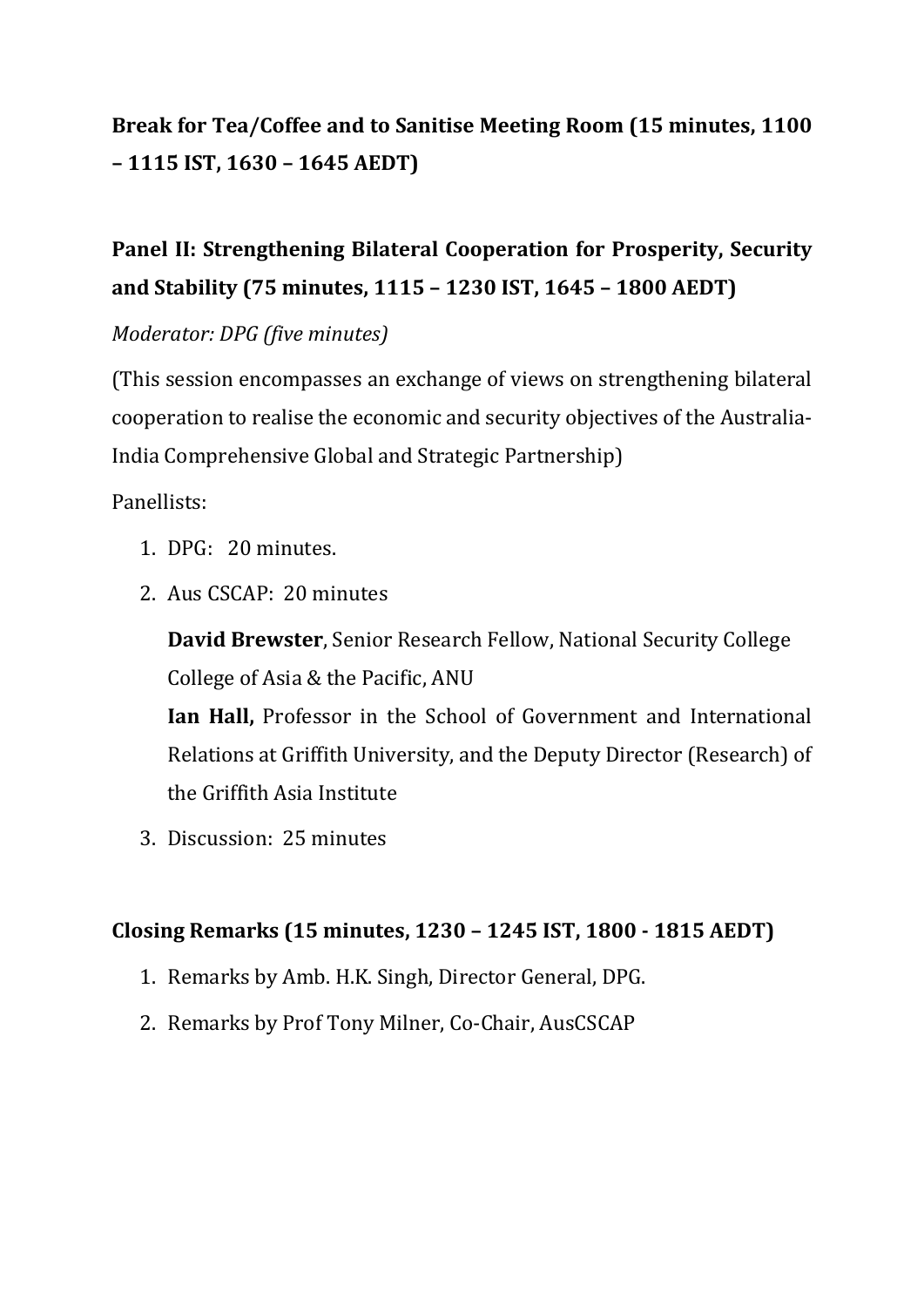**Break for Tea/Coffee and to Sanitise Meeting Room (15 minutes, 1100 – 1115 IST, 1630 – 1645 AEDT)**

**Panel II: Strengthening Bilateral Cooperation for Prosperity, Security and Stability (75 minutes, 1115 – 1230 IST, 1645 – 1800 AEDT)**

*Moderator: DPG (five minutes)*

(This session encompasses an exchange of views on strengthening bilateral cooperation to realise the economic and security objectives of the Australia-India Comprehensive Global and Strategic Partnership)

Panellists:

1. DPG: 20 minutes.
2. Aus CSCAP: 20 minutes

   **David Brewster**, Senior Research Fellow, National Security College College of Asia & the Pacific, ANU

   **Ian Hall,** Professor in the School of Government and International Relations at Griffith University, and the Deputy Director (Research) of the Griffith Asia Institute
3. Discussion: 25 minutes

**Closing Remarks (15 minutes, 1230 – 1245 IST, 1800 - 1815 AEDT)**

1. Remarks by Amb. H.K. Singh, Director General, DPG.
2. Remarks by Prof Tony Milner, Co-Chair, AusCSCAP